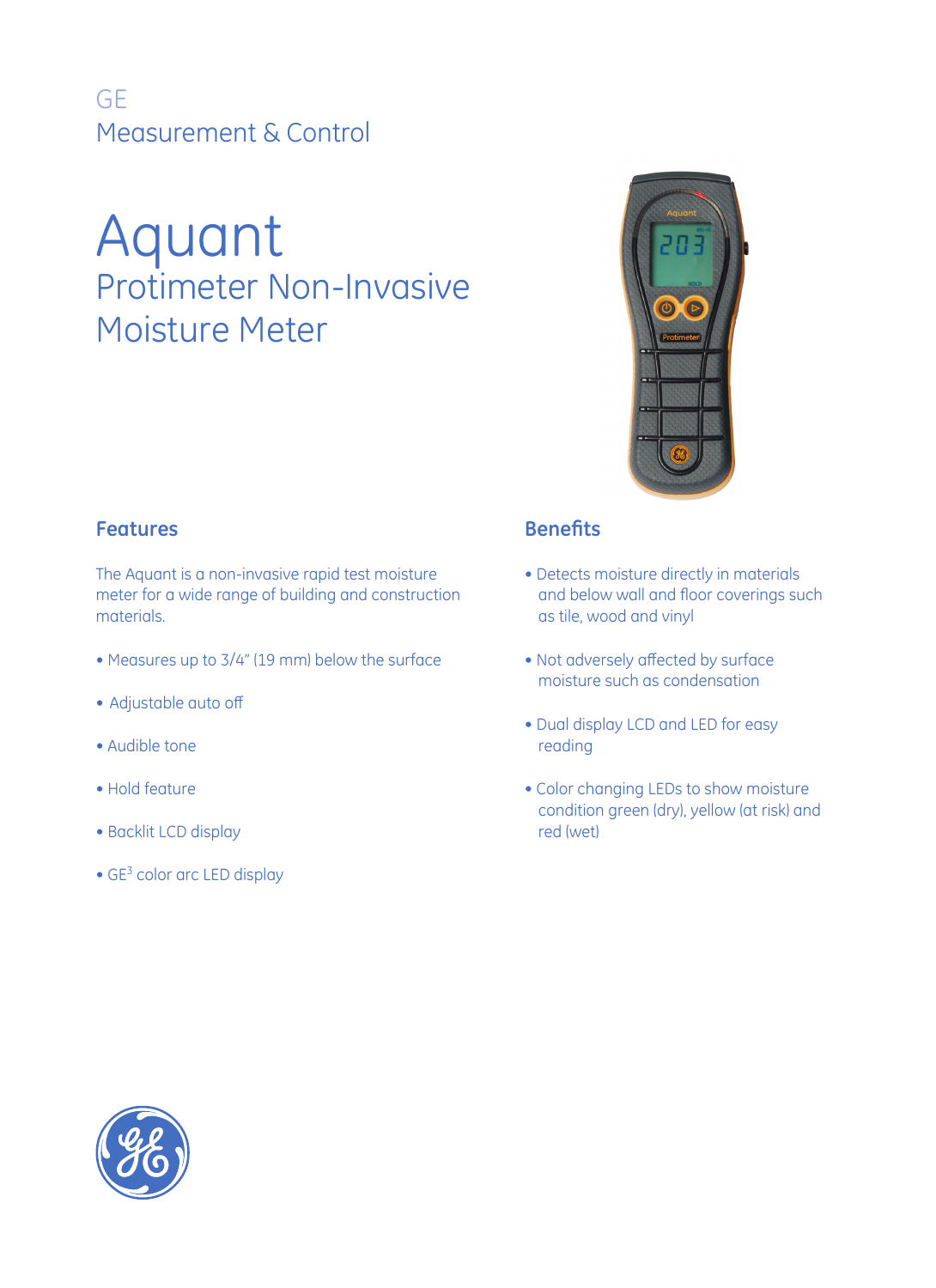GE
Measurement & Control

# Aquant

## Protimeter Non-Invasive Moisture Meter

### Features

The Aquant is a non-invasive rapid test moisture meter for a wide range of building and construction materials.

- Measures up to 3/4" (19 mm) below the surface
- Adjustable auto off
- Audible tone
- Hold feature
- Backlit LCD display
- GE$^3$ color arc LED display

### Benefits

- Detects moisture directly in materials and below wall and floor coverings such as tile, wood and vinyl
- Not adversely affected by surface moisture such as condensation
- Dual display LCD and LED for easy reading
- Color changing LEDs to show moisture condition green (dry), yellow (at risk) and red (wet)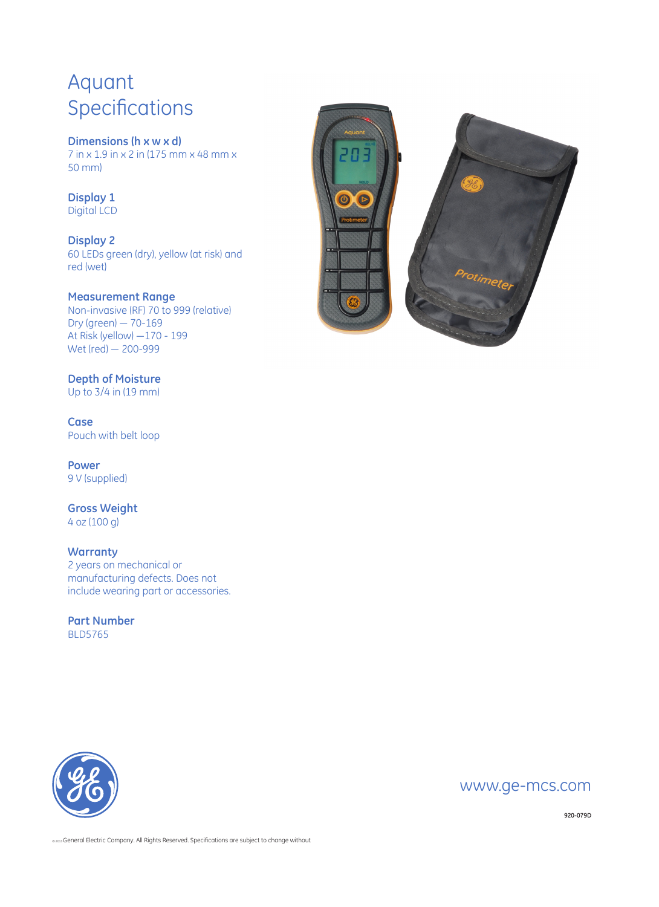# Aquant Specifications

### Dimensions (h x w x d)
7 in x 1.9 in x 2 in (175 mm x 48 mm x 50 mm)

### Display 1
Digital LCD

### Display 2
60 LEDs green (dry), yellow (at risk) and red (wet)

### Measurement Range
Non-invasive (RF) 70 to 999 (relative)
Dry (green) — 70-169
At Risk (yellow) —170 - 199
Wet (red) — 200-999

### Depth of Moisture
Up to 3/4 in (19 mm)

### Case
Pouch with belt loop

### Power
9 V (supplied)

### Gross Weight
4 oz (100 g)

### Warranty
2 years on mechanical or manufacturing defects. Does not include wearing part or accessories.

### Part Number
BLD5765

www.ge-mcs.com

920-079D

©2013 General Electric Company. All Rights Reserved. Specifications are subject to change without